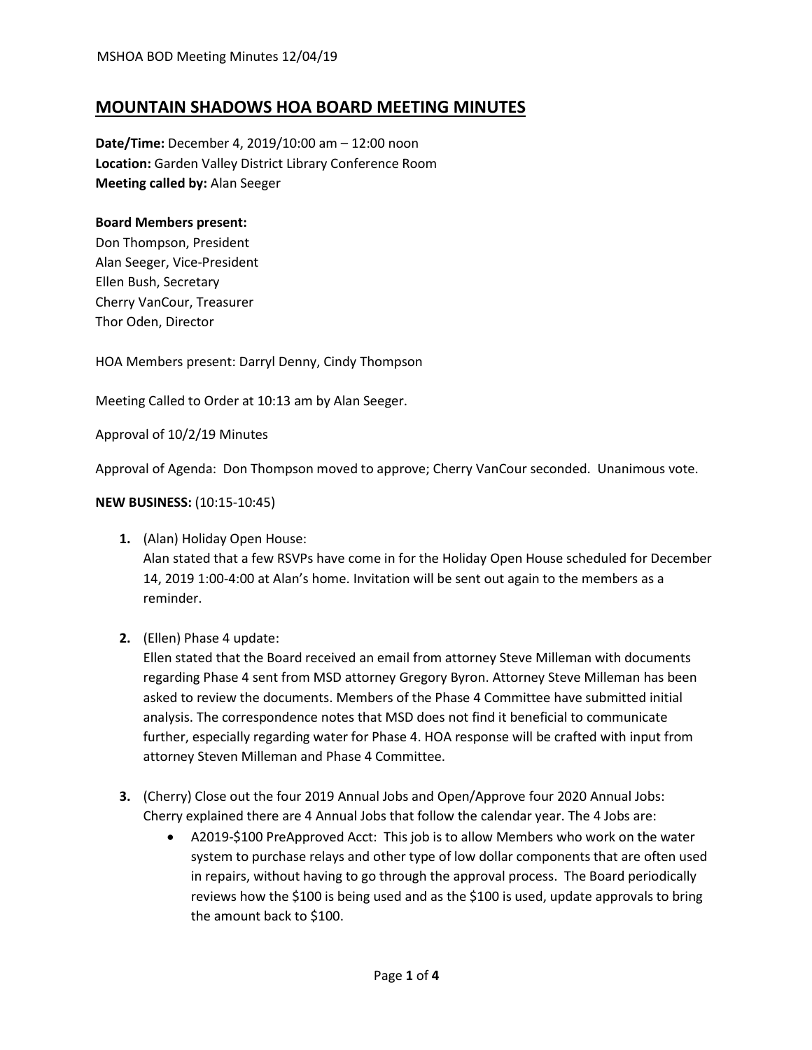# MOUNTAIN SHADOWS HOA BOARD MEETING MINUTES

**Date/Time:** December 4, 2019/10:00 am – 12:00 noon
**Location:** Garden Valley District Library Conference Room
**Meeting called by:** Alan Seeger

**Board Members present:**
Don Thompson, President
Alan Seeger, Vice-President
Ellen Bush, Secretary
Cherry VanCour, Treasurer
Thor Oden, Director

HOA Members present: Darryl Denny, Cindy Thompson

Meeting Called to Order at 10:13 am by Alan Seeger.

Approval of 10/2/19 Minutes

Approval of Agenda: Don Thompson moved to approve; Cherry VanCour seconded. Unanimous vote.

**NEW BUSINESS:** (10:15-10:45)

1. (Alan) Holiday Open House:
   Alan stated that a few RSVPs have come in for the Holiday Open House scheduled for December 14, 2019 1:00-4:00 at Alan's home. Invitation will be sent out again to the members as a reminder.

2. (Ellen) Phase 4 update:
   Ellen stated that the Board received an email from attorney Steve Milleman with documents regarding Phase 4 sent from MSD attorney Gregory Byron. Attorney Steve Milleman has been asked to review the documents. Members of the Phase 4 Committee have submitted initial analysis. The correspondence notes that MSD does not find it beneficial to communicate further, especially regarding water for Phase 4. HOA response will be crafted with input from attorney Steven Milleman and Phase 4 Committee.

3. (Cherry) Close out the four 2019 Annual Jobs and Open/Approve four 2020 Annual Jobs:
   Cherry explained there are 4 Annual Jobs that follow the calendar year. The 4 Jobs are:
   - A2019-$100 PreApproved Acct: This job is to allow Members who work on the water system to purchase relays and other type of low dollar components that are often used in repairs, without having to go through the approval process. The Board periodically reviews how the $100 is being used and as the $100 is used, update approvals to bring the amount back to $100.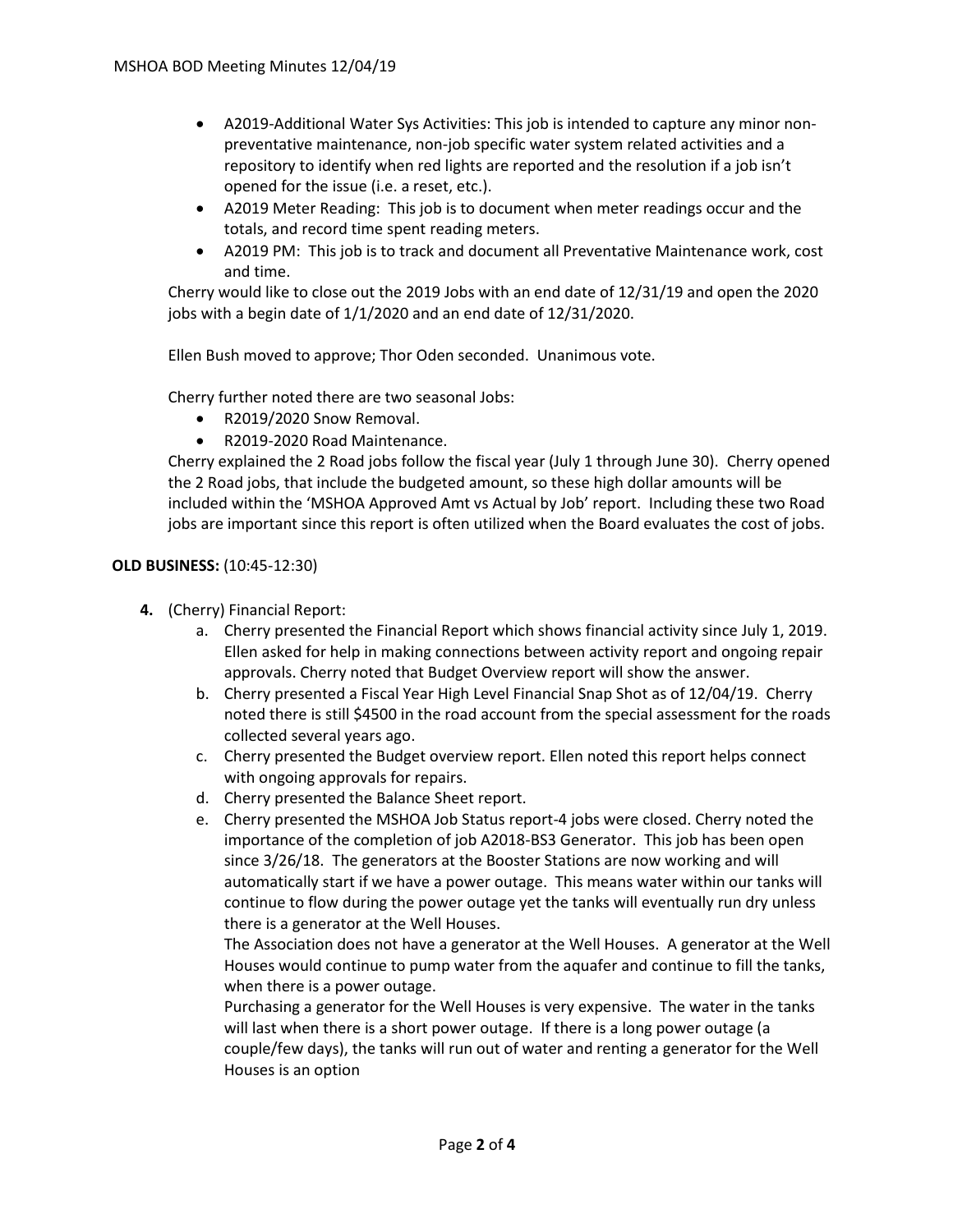- A2019-Additional Water Sys Activities: This job is intended to capture any minor non-preventative maintenance, non-job specific water system related activities and a repository to identify when red lights are reported and the resolution if a job isn't opened for the issue (i.e. a reset, etc.).
- A2019 Meter Reading: This job is to document when meter readings occur and the totals, and record time spent reading meters.
- A2019 PM: This job is to track and document all Preventative Maintenance work, cost and time.

Cherry would like to close out the 2019 Jobs with an end date of 12/31/19 and open the 2020 jobs with a begin date of 1/1/2020 and an end date of 12/31/2020.

Ellen Bush moved to approve; Thor Oden seconded. Unanimous vote.

Cherry further noted there are two seasonal Jobs:

- R2019/2020 Snow Removal.
- R2019-2020 Road Maintenance.

Cherry explained the 2 Road jobs follow the fiscal year (July 1 through June 30). Cherry opened the 2 Road jobs, that include the budgeted amount, so these high dollar amounts will be included within the 'MSHOA Approved Amt vs Actual by Job' report. Including these two Road jobs are important since this report is often utilized when the Board evaluates the cost of jobs.

**OLD BUSINESS:** (10:45-12:30)

4. (Cherry) Financial Report:
   a. Cherry presented the Financial Report which shows financial activity since July 1, 2019. Ellen asked for help in making connections between activity report and ongoing repair approvals. Cherry noted that Budget Overview report will show the answer.
   b. Cherry presented a Fiscal Year High Level Financial Snap Shot as of 12/04/19. Cherry noted there is still $4500 in the road account from the special assessment for the roads collected several years ago.
   c. Cherry presented the Budget overview report. Ellen noted this report helps connect with ongoing approvals for repairs.
   d. Cherry presented the Balance Sheet report.
   e. Cherry presented the MSHOA Job Status report-4 jobs were closed. Cherry noted the importance of the completion of job A2018-BS3 Generator. This job has been open since 3/26/18. The generators at the Booster Stations are now working and will automatically start if we have a power outage. This means water within our tanks will continue to flow during the power outage yet the tanks will eventually run dry unless there is a generator at the Well Houses.

      The Association does not have a generator at the Well Houses. A generator at the Well Houses would continue to pump water from the aquafer and continue to fill the tanks, when there is a power outage.

      Purchasing a generator for the Well Houses is very expensive. The water in the tanks will last when there is a short power outage. If there is a long power outage (a couple/few days), the tanks will run out of water and renting a generator for the Well Houses is an option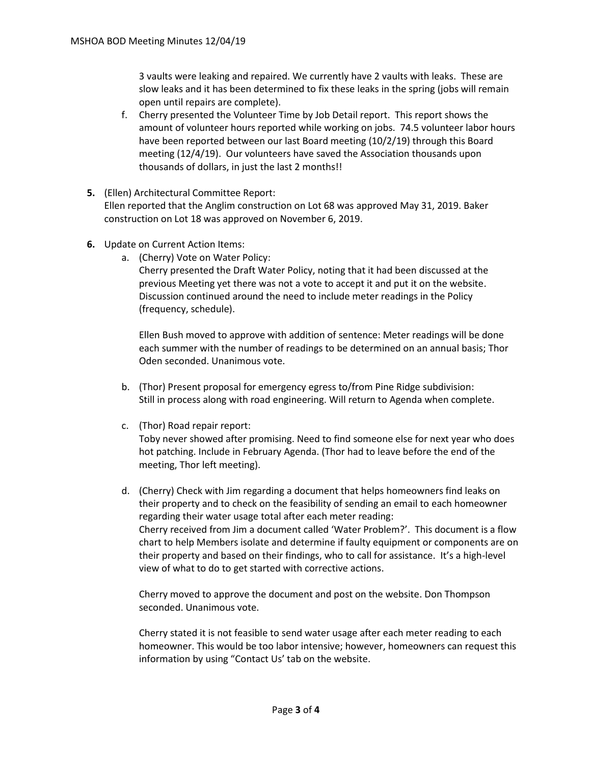3 vaults were leaking and repaired. We currently have 2 vaults with leaks. These are slow leaks and it has been determined to fix these leaks in the spring (jobs will remain open until repairs are complete).

f. Cherry presented the Volunteer Time by Job Detail report. This report shows the amount of volunteer hours reported while working on jobs. 74.5 volunteer labor hours have been reported between our last Board meeting (10/2/19) through this Board meeting (12/4/19). Our volunteers have saved the Association thousands upon thousands of dollars, in just the last 2 months!!

**5.** (Ellen) Architectural Committee Report:
Ellen reported that the Anglim construction on Lot 68 was approved May 31, 2019. Baker construction on Lot 18 was approved on November 6, 2019.

**6.** Update on Current Action Items:

a. (Cherry) Vote on Water Policy:
Cherry presented the Draft Water Policy, noting that it had been discussed at the previous Meeting yet there was not a vote to accept it and put it on the website. Discussion continued around the need to include meter readings in the Policy (frequency, schedule).

Ellen Bush moved to approve with addition of sentence: Meter readings will be done each summer with the number of readings to be determined on an annual basis; Thor Oden seconded. Unanimous vote.

b. (Thor) Present proposal for emergency egress to/from Pine Ridge subdivision:
Still in process along with road engineering. Will return to Agenda when complete.

c. (Thor) Road repair report:
Toby never showed after promising. Need to find someone else for next year who does hot patching. Include in February Agenda. (Thor had to leave before the end of the meeting, Thor left meeting).

d. (Cherry) Check with Jim regarding a document that helps homeowners find leaks on their property and to check on the feasibility of sending an email to each homeowner regarding their water usage total after each meter reading:
Cherry received from Jim a document called 'Water Problem?'. This document is a flow chart to help Members isolate and determine if faulty equipment or components are on their property and based on their findings, who to call for assistance. It's a high-level view of what to do to get started with corrective actions.

Cherry moved to approve the document and post on the website. Don Thompson seconded. Unanimous vote.

Cherry stated it is not feasible to send water usage after each meter reading to each homeowner. This would be too labor intensive; however, homeowners can request this information by using "Contact Us' tab on the website.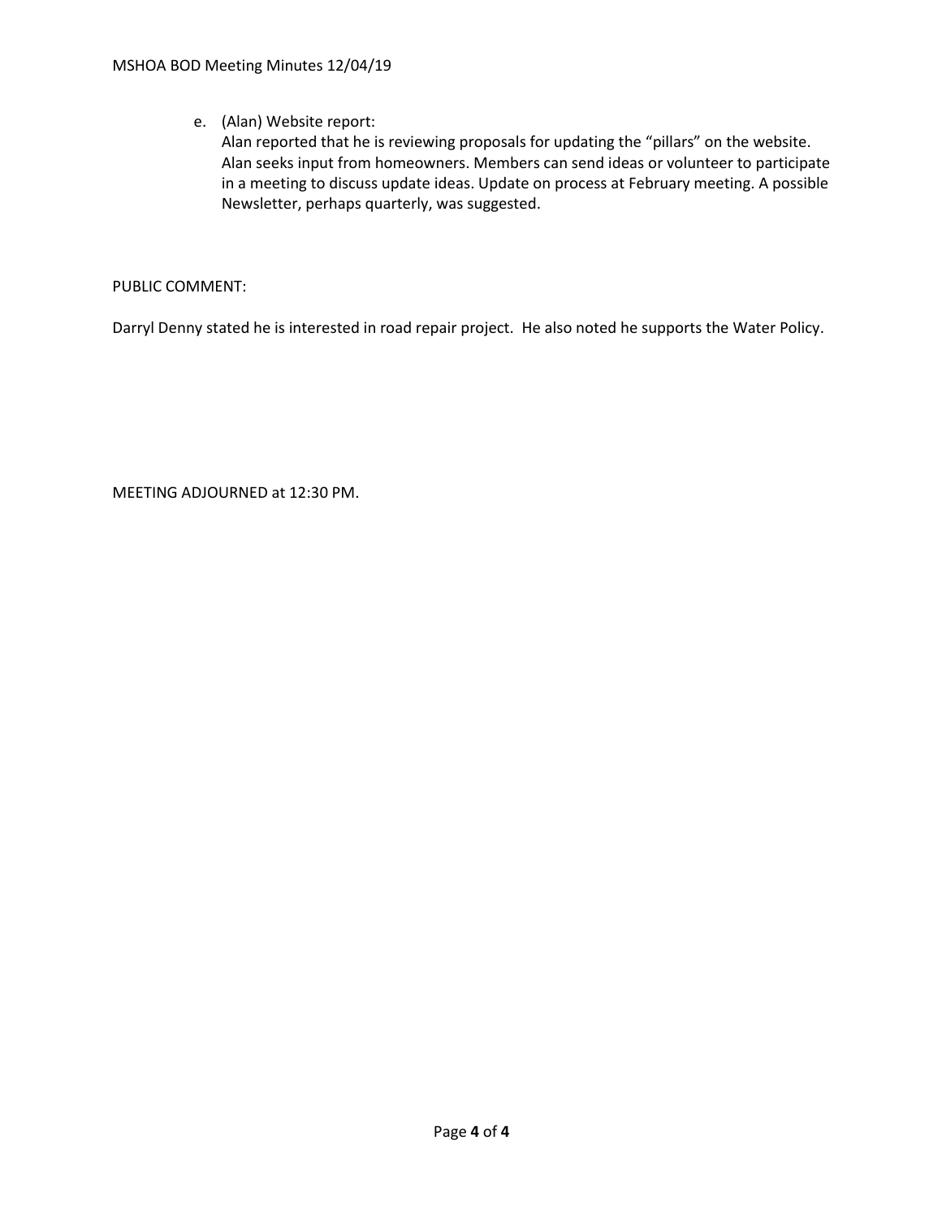e. (Alan) Website report:
   Alan reported that he is reviewing proposals for updating the "pillars" on the website. Alan seeks input from homeowners. Members can send ideas or volunteer to participate in a meeting to discuss update ideas. Update on process at February meeting. A possible Newsletter, perhaps quarterly, was suggested.

PUBLIC COMMENT:

Darryl Denny stated he is interested in road repair project. He also noted he supports the Water Policy.

MEETING ADJOURNED at 12:30 PM.